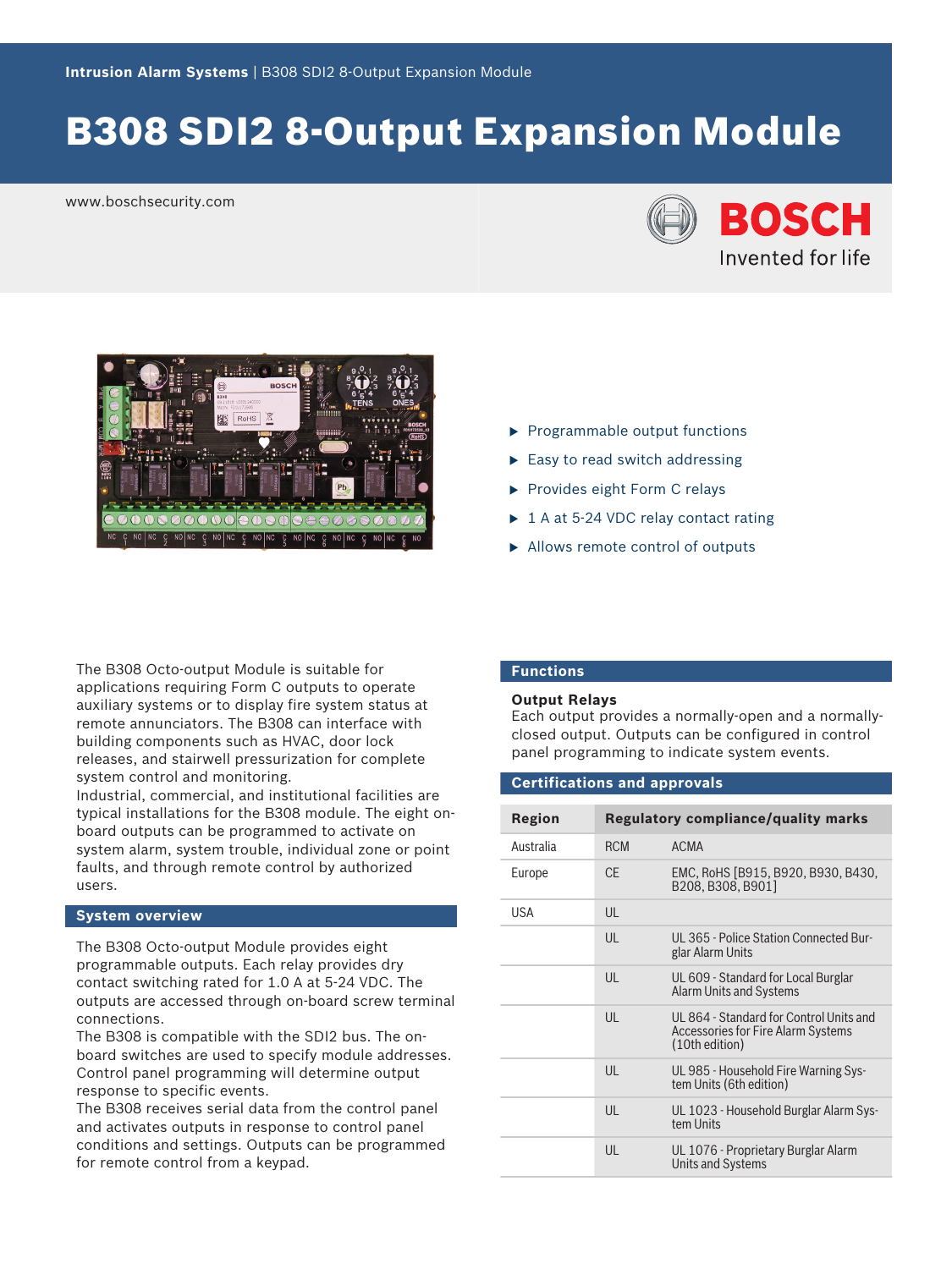Intrusion Alarm Systems | B308 SDI2 8-Output Expansion Module

# B308 SDI2 8-Output Expansion Module

www.boschsecurity.com

- Programmable output functions
- Easy to read switch addressing
- Provides eight Form C relays
- 1 A at 5-24 VDC relay contact rating
- Allows remote control of outputs

The B308 Octo-output Module is suitable for applications requiring Form C outputs to operate auxiliary systems or to display fire system status at remote annunciators. The B308 can interface with building components such as HVAC, door lock releases, and stairwell pressurization for complete system control and monitoring.
Industrial, commercial, and institutional facilities are typical installations for the B308 module. The eight on-board outputs can be programmed to activate on system alarm, system trouble, individual zone or point faults, and through remote control by authorized users.

## System overview

The B308 Octo-output Module provides eight programmable outputs. Each relay provides dry contact switching rated for 1.0 A at 5-24 VDC. The outputs are accessed through on-board screw terminal connections.
The B308 is compatible with the SDI2 bus. The on-board switches are used to specify module addresses. Control panel programming will determine output response to specific events.
The B308 receives serial data from the control panel and activates outputs in response to control panel conditions and settings. Outputs can be programmed for remote control from a keypad.

## Functions

### Output Relays

Each output provides a normally-open and a normally-closed output. Outputs can be configured in control panel programming to indicate system events.

## Certifications and approvals

| Region | Regulatory compliance/quality marks | |
|---|---|---|
| Australia | RCM | ACMA |
| Europe | CE | EMC, RoHS [B915, B920, B930, B430, B208, B308, B901] |
| USA | UL | |
| | UL | UL 365 - Police Station Connected Burglar Alarm Units |
| | UL | UL 609 - Standard for Local Burglar Alarm Units and Systems |
| | UL | UL 864 - Standard for Control Units and Accessories for Fire Alarm Systems (10th edition) |
| | UL | UL 985 - Household Fire Warning System Units (6th edition) |
| | UL | UL 1023 - Household Burglar Alarm System Units |
| | UL | UL 1076 - Proprietary Burglar Alarm Units and Systems |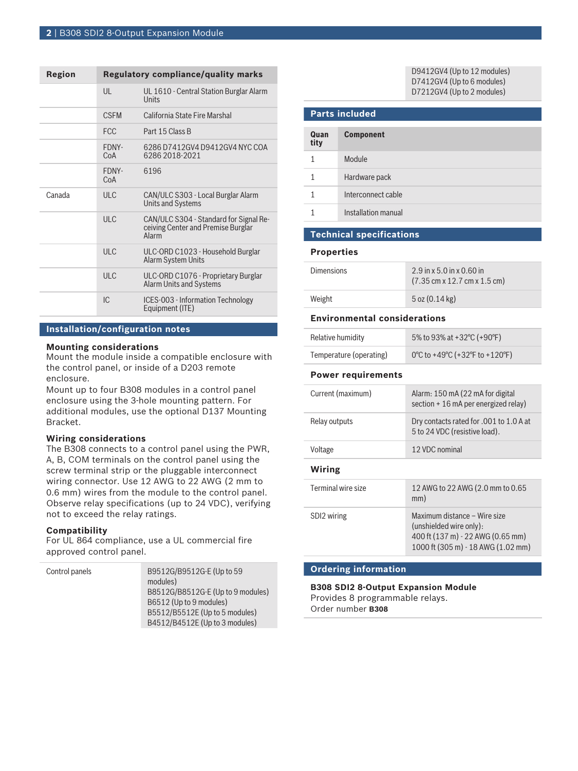| Region | Regulatory compliance/quality marks | |
|---|---|---|
| | UL | UL 1610 - Central Station Burglar Alarm Units |
| | CSFM | California State Fire Marshal |
| | FCC | Part 15 Class B |
| | FDNY-CoA | 6286 D7412GV4 D9412GV4 NYC COA 6286 2018-2021 |
| | FDNY-CoA | 6196 |
| Canada | ULC | CAN/ULC S303 - Local Burglar Alarm Units and Systems |
| | ULC | CAN/ULC S304 - Standard for Signal Receiving Center and Premise Burglar Alarm |
| | ULC | ULC-ORD C1023 - Household Burglar Alarm System Units |
| | ULC | ULC-ORD C1076 - Proprietary Burglar Alarm Units and Systems |
| | IC | ICES-003 - Information Technology Equipment (ITE) |

## Installation/configuration notes

### Mounting considerations

Mount the module inside a compatible enclosure with the control panel, or inside of a D203 remote enclosure.

Mount up to four B308 modules in a control panel enclosure using the 3-hole mounting pattern. For additional modules, use the optional D137 Mounting Bracket.

### Wiring considerations

The B308 connects to a control panel using the PWR, A, B, COM terminals on the control panel using the screw terminal strip or the pluggable interconnect wiring connector. Use 12 AWG to 22 AWG (2 mm to 0.6 mm) wires from the module to the control panel. Observe relay specifications (up to 24 VDC), verifying not to exceed the relay ratings.

### Compatibility

For UL 864 compliance, use a UL commercial fire approved control panel.

| | |
|---|---|
| Control panels | B9512G/B9512G-E (Up to 59 modules)<br>B8512G/B8512G-E (Up to 9 modules)<br>B6512 (Up to 9 modules)<br>B5512/B5512E (Up to 5 modules)<br>B4512/B4512E (Up to 3 modules)<br>D9412GV4 (Up to 12 modules)<br>D7412GV4 (Up to 6 modules)<br>D7212GV4 (Up to 2 modules) |

## Parts included

| Quantity | Component |
|---|---|
| 1 | Module |
| 1 | Hardware pack |
| 1 | Interconnect cable |
| 1 | Installation manual |

## Technical specifications

### Properties

| | |
|---|---|
| Dimensions | 2.9 in x 5.0 in x 0.60 in (7.35 cm x 12.7 cm x 1.5 cm) |
| Weight | 5 oz (0.14 kg) |

### Environmental considerations

| | |
|---|---|
| Relative humidity | 5% to 93% at +32°C (+90°F) |
| Temperature (operating) | 0°C to +49°C (+32°F to +120°F) |

### Power requirements

| | |
|---|---|
| Current (maximum) | Alarm: 150 mA (22 mA for digital section + 16 mA per energized relay) |
| Relay outputs | Dry contacts rated for .001 to 1.0 A at 5 to 24 VDC (resistive load). |
| Voltage | 12 VDC nominal |

### Wiring

| | |
|---|---|
| Terminal wire size | 12 AWG to 22 AWG (2.0 mm to 0.65 mm) |
| SDI2 wiring | Maximum distance – Wire size (unshielded wire only):<br>400 ft (137 m) - 22 AWG (0.65 mm)<br>1000 ft (305 m) - 18 AWG (1.02 mm) |

## Ordering information

**B308 SDI2 8-Output Expansion Module**
Provides 8 programmable relays.
Order number **B308**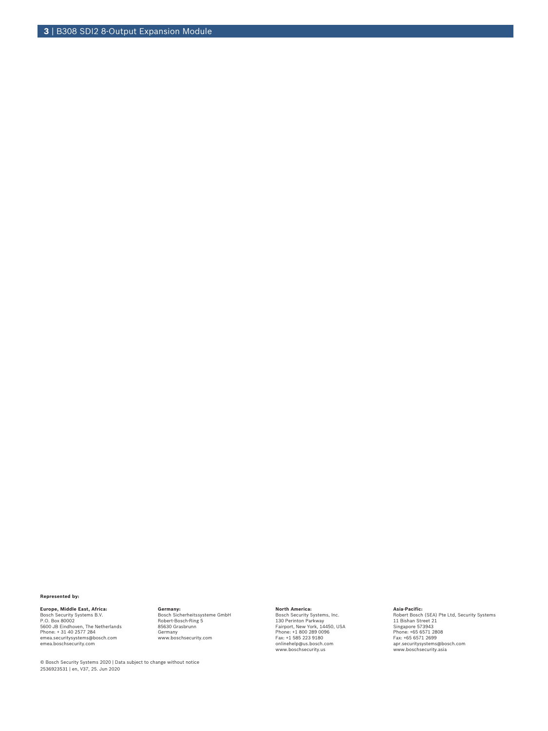**Represented by:**

**Europe, Middle East, Africa:**
Bosch Security Systems B.V.
P.O. Box 80002
5600 JB Eindhoven, The Netherlands
Phone: + 31 40 2577 284
emea.securitysystems@bosch.com
emea.boschsecurity.com

**Germany:**
Bosch Sicherheitssysteme GmbH
Robert-Bosch-Ring 5
85630 Grasbrunn
Germany
www.boschsecurity.com

**North America:**
Bosch Security Systems, Inc.
130 Perinton Parkway
Fairport, New York, 14450, USA
Phone: +1 800 289 0096
Fax: +1 585 223 9180
onlinehelp@us.bosch.com
www.boschsecurity.us

**Asia-Pacific:**
Robert Bosch (SEA) Pte Ltd, Security Systems
11 Bishan Street 21
Singapore 573943
Phone: +65 6571 2808
Fax: +65 6571 2699
apr.securitysystems@bosch.com
www.boschsecurity.asia

© Bosch Security Systems 2020 | Data subject to change without notice
2536923531 | en, V37, 25. Jun 2020